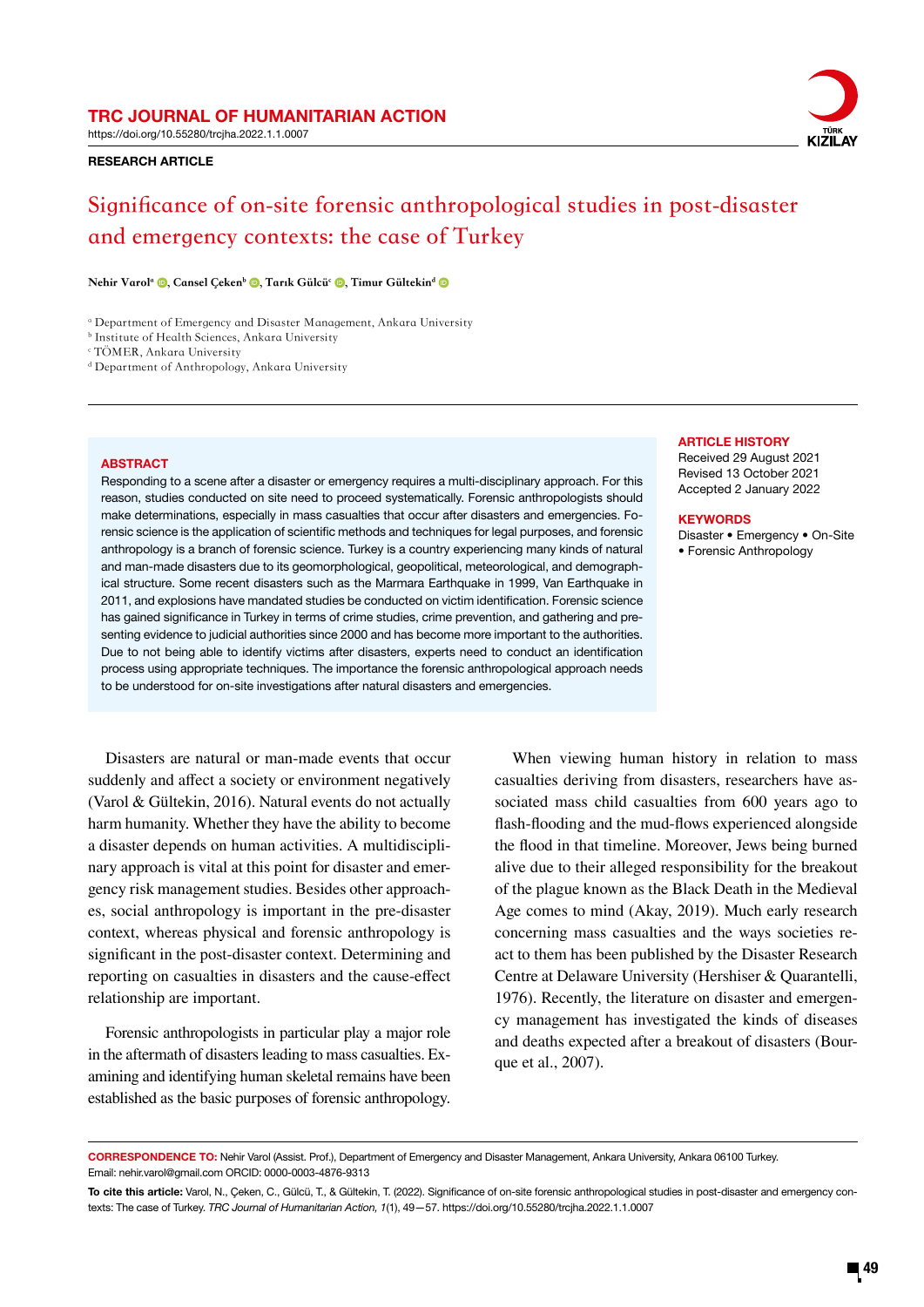TRC JOURNAL OF HUMANITARIAN ACTION

https://doi.org/10.55280/trcjha.2022.1.1.0007

**RESEARCH ARTICLE**

# Significance of on-site forensic anthropological studies in post-disaster and emergency contexts: the case of Turkey

**Nehir Varol[a], Cansel Çeken[b], Tarık Gülcü[c], Timur Gültekin[d]**

[a] Department of Emergency and Disaster Management, Ankara University
[b] Institute of Health Sciences, Ankara University
[c] TÖMER, Ankara University
[d] Department of Anthropology, Ankara University

**ABSTRACT**

Responding to a scene after a disaster or emergency requires a multi-disciplinary approach. For this reason, studies conducted on site need to proceed systematically. Forensic anthropologists should make determinations, especially in mass casualties that occur after disasters and emergencies. Forensic science is the application of scientific methods and techniques for legal purposes, and forensic anthropology is a branch of forensic science. Turkey is a country experiencing many kinds of natural and man-made disasters due to its geomorphological, geopolitical, meteorological, and demographical structure. Some recent disasters such as the Marmara Earthquake in 1999, Van Earthquake in 2011, and explosions have mandated studies be conducted on victim identification. Forensic science has gained significance in Turkey in terms of crime studies, crime prevention, and gathering and presenting evidence to judicial authorities since 2000 and has become more important to the authorities. Due to not being able to identify victims after disasters, experts need to conduct an identification process using appropriate techniques. The importance the forensic anthropological approach needs to be understood for on-site investigations after natural disasters and emergencies.

**ARTICLE HISTORY**

Received 29 August 2021
Revised 13 October 2021
Accepted 2 January 2022

**KEYWORDS**

Disaster • Emergency • On-Site • Forensic Anthropology

Disasters are natural or man-made events that occur suddenly and affect a society or environment negatively (Varol & Gültekin, 2016). Natural events do not actually harm humanity. Whether they have the ability to become a disaster depends on human activities. A multidisciplinary approach is vital at this point for disaster and emergency risk management studies. Besides other approaches, social anthropology is important in the pre-disaster context, whereas physical and forensic anthropology is significant in the post-disaster context. Determining and reporting on casualties in disasters and the cause-effect relationship are important.

Forensic anthropologists in particular play a major role in the aftermath of disasters leading to mass casualties. Examining and identifying human skeletal remains have been established as the basic purposes of forensic anthropology.

When viewing human history in relation to mass casualties deriving from disasters, researchers have associated mass child casualties from 600 years ago to flash-flooding and the mud-flows experienced alongside the flood in that timeline. Moreover, Jews being burned alive due to their alleged responsibility for the breakout of the plague known as the Black Death in the Medieval Age comes to mind (Akay, 2019). Much early research concerning mass casualties and the ways societies react to them has been published by the Disaster Research Centre at Delaware University (Hershiser & Quarantelli, 1976). Recently, the literature on disaster and emergency management has investigated the kinds of diseases and deaths expected after a breakout of disasters (Bourque et al., 2007).

**CORRESPONDENCE TO:** Nehir Varol (Assist. Prof.), Department of Emergency and Disaster Management, Ankara University, Ankara 06100 Turkey. Email: nehir.varol@gmail.com ORCID: 0000-0003-4876-9313

**To cite this article:** Varol, N., Çeken, C., Gülcü, T., & Gültekin, T. (2022). Significance of on-site forensic anthropological studies in post-disaster and emergency contexts: The case of Turkey. *TRC Journal of Humanitarian Action, 1*(1), 49—57. https://doi.org/10.55280/trcjha.2022.1.1.0007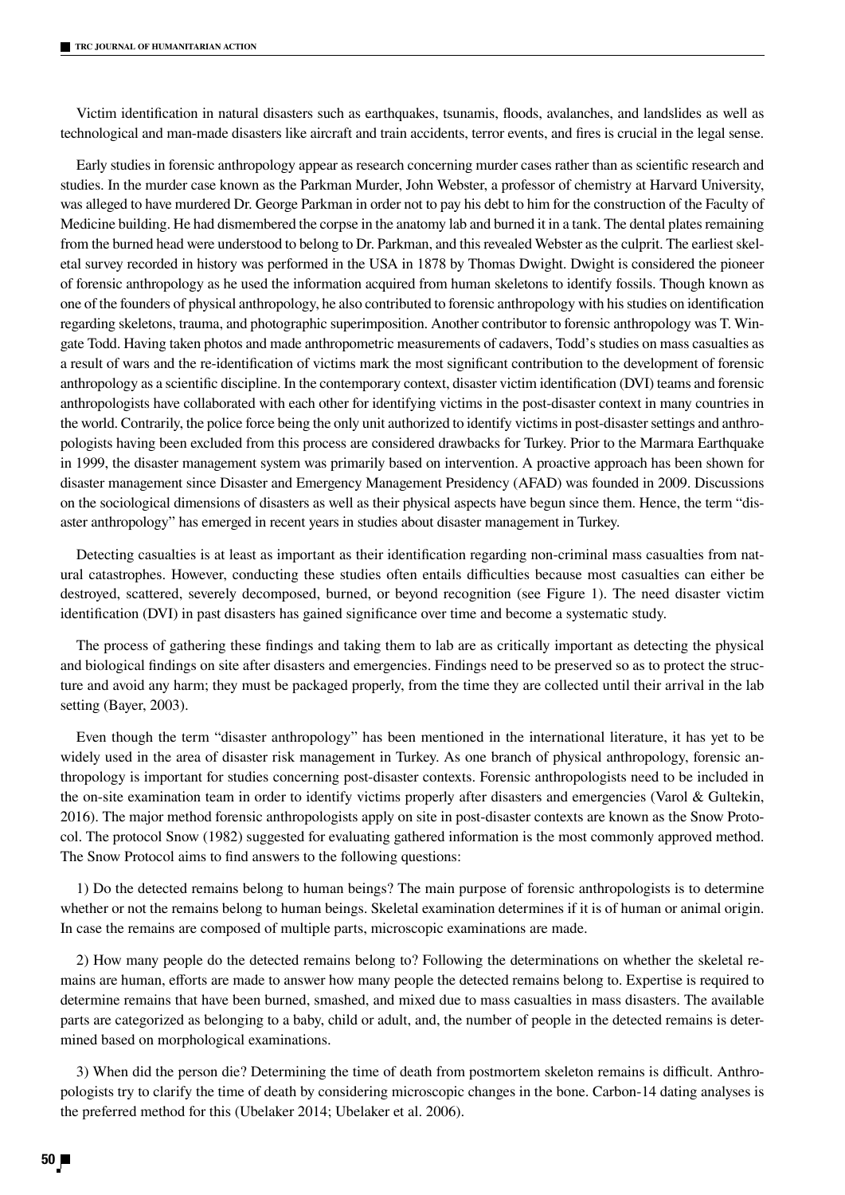Victim identification in natural disasters such as earthquakes, tsunamis, floods, avalanches, and landslides as well as technological and man-made disasters like aircraft and train accidents, terror events, and fires is crucial in the legal sense.

Early studies in forensic anthropology appear as research concerning murder cases rather than as scientific research and studies. In the murder case known as the Parkman Murder, John Webster, a professor of chemistry at Harvard University, was alleged to have murdered Dr. George Parkman in order not to pay his debt to him for the construction of the Faculty of Medicine building. He had dismembered the corpse in the anatomy lab and burned it in a tank. The dental plates remaining from the burned head were understood to belong to Dr. Parkman, and this revealed Webster as the culprit. The earliest skeletal survey recorded in history was performed in the USA in 1878 by Thomas Dwight. Dwight is considered the pioneer of forensic anthropology as he used the information acquired from human skeletons to identify fossils. Though known as one of the founders of physical anthropology, he also contributed to forensic anthropology with his studies on identification regarding skeletons, trauma, and photographic superimposition. Another contributor to forensic anthropology was T. Wingate Todd. Having taken photos and made anthropometric measurements of cadavers, Todd's studies on mass casualties as a result of wars and the re-identification of victims mark the most significant contribution to the development of forensic anthropology as a scientific discipline. In the contemporary context, disaster victim identification (DVI) teams and forensic anthropologists have collaborated with each other for identifying victims in the post-disaster context in many countries in the world. Contrarily, the police force being the only unit authorized to identify victims in post-disaster settings and anthropologists having been excluded from this process are considered drawbacks for Turkey. Prior to the Marmara Earthquake in 1999, the disaster management system was primarily based on intervention. A proactive approach has been shown for disaster management since Disaster and Emergency Management Presidency (AFAD) was founded in 2009. Discussions on the sociological dimensions of disasters as well as their physical aspects have begun since them. Hence, the term "disaster anthropology" has emerged in recent years in studies about disaster management in Turkey.

Detecting casualties is at least as important as their identification regarding non-criminal mass casualties from natural catastrophes. However, conducting these studies often entails difficulties because most casualties can either be destroyed, scattered, severely decomposed, burned, or beyond recognition (see Figure 1). The need disaster victim identification (DVI) in past disasters has gained significance over time and become a systematic study.

The process of gathering these findings and taking them to lab are as critically important as detecting the physical and biological findings on site after disasters and emergencies. Findings need to be preserved so as to protect the structure and avoid any harm; they must be packaged properly, from the time they are collected until their arrival in the lab setting (Bayer, 2003).

Even though the term "disaster anthropology" has been mentioned in the international literature, it has yet to be widely used in the area of disaster risk management in Turkey. As one branch of physical anthropology, forensic anthropology is important for studies concerning post-disaster contexts. Forensic anthropologists need to be included in the on-site examination team in order to identify victims properly after disasters and emergencies (Varol & Gultekin, 2016). The major method forensic anthropologists apply on site in post-disaster contexts are known as the Snow Protocol. The protocol Snow (1982) suggested for evaluating gathered information is the most commonly approved method. The Snow Protocol aims to find answers to the following questions:

1) Do the detected remains belong to human beings? The main purpose of forensic anthropologists is to determine whether or not the remains belong to human beings. Skeletal examination determines if it is of human or animal origin. In case the remains are composed of multiple parts, microscopic examinations are made.

2) How many people do the detected remains belong to? Following the determinations on whether the skeletal remains are human, efforts are made to answer how many people the detected remains belong to. Expertise is required to determine remains that have been burned, smashed, and mixed due to mass casualties in mass disasters. The available parts are categorized as belonging to a baby, child or adult, and, the number of people in the detected remains is determined based on morphological examinations.

3) When did the person die? Determining the time of death from postmortem skeleton remains is difficult. Anthropologists try to clarify the time of death by considering microscopic changes in the bone. Carbon-14 dating analyses is the preferred method for this (Ubelaker 2014; Ubelaker et al. 2006).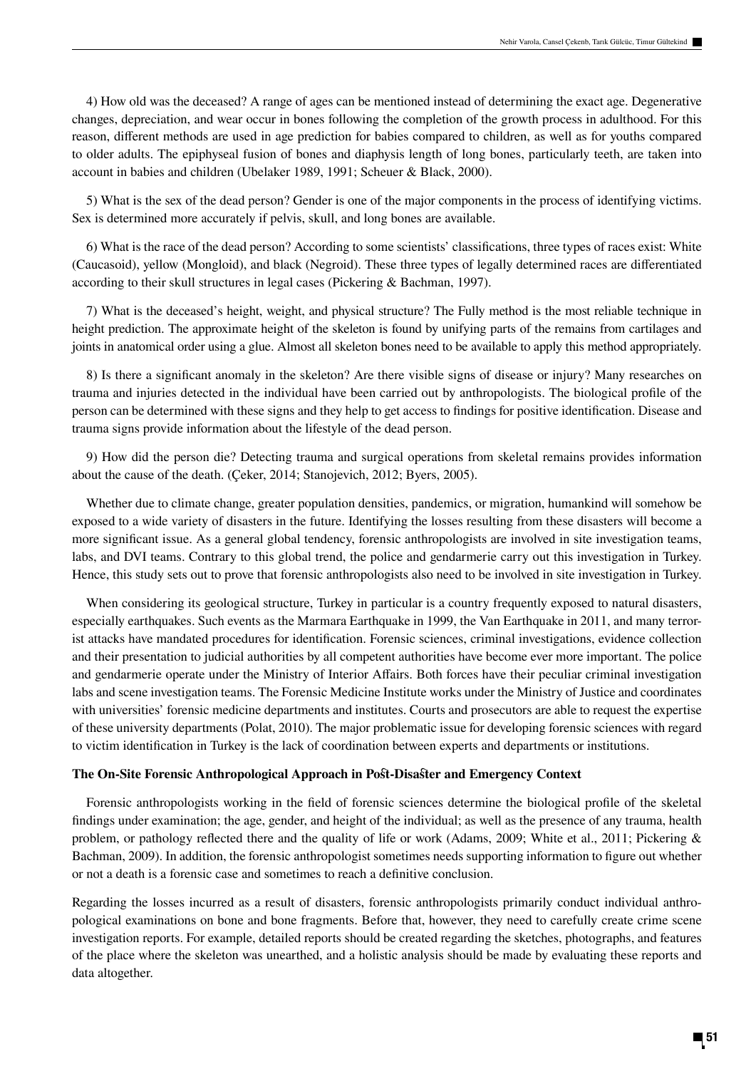4) How old was the deceased? A range of ages can be mentioned instead of determining the exact age. Degenerative changes, depreciation, and wear occur in bones following the completion of the growth process in adulthood. For this reason, different methods are used in age prediction for babies compared to children, as well as for youths compared to older adults. The epiphyseal fusion of bones and diaphysis length of long bones, particularly teeth, are taken into account in babies and children (Ubelaker 1989, 1991; Scheuer & Black, 2000).

5) What is the sex of the dead person? Gender is one of the major components in the process of identifying victims. Sex is determined more accurately if pelvis, skull, and long bones are available.

6) What is the race of the dead person? According to some scientists' classifications, three types of races exist: White (Caucasoid), yellow (Mongloid), and black (Negroid). These three types of legally determined races are differentiated according to their skull structures in legal cases (Pickering & Bachman, 1997).

7) What is the deceased's height, weight, and physical structure? The Fully method is the most reliable technique in height prediction. The approximate height of the skeleton is found by unifying parts of the remains from cartilages and joints in anatomical order using a glue. Almost all skeleton bones need to be available to apply this method appropriately.

8) Is there a significant anomaly in the skeleton? Are there visible signs of disease or injury? Many researches on trauma and injuries detected in the individual have been carried out by anthropologists. The biological profile of the person can be determined with these signs and they help to get access to findings for positive identification. Disease and trauma signs provide information about the lifestyle of the dead person.

9) How did the person die? Detecting trauma and surgical operations from skeletal remains provides information about the cause of the death. (Çeker, 2014; Stanojevich, 2012; Byers, 2005).

Whether due to climate change, greater population densities, pandemics, or migration, humankind will somehow be exposed to a wide variety of disasters in the future. Identifying the losses resulting from these disasters will become a more significant issue. As a general global tendency, forensic anthropologists are involved in site investigation teams, labs, and DVI teams. Contrary to this global trend, the police and gendarmerie carry out this investigation in Turkey. Hence, this study sets out to prove that forensic anthropologists also need to be involved in site investigation in Turkey.

When considering its geological structure, Turkey in particular is a country frequently exposed to natural disasters, especially earthquakes. Such events as the Marmara Earthquake in 1999, the Van Earthquake in 2011, and many terrorist attacks have mandated procedures for identification. Forensic sciences, criminal investigations, evidence collection and their presentation to judicial authorities by all competent authorities have become ever more important. The police and gendarmerie operate under the Ministry of Interior Affairs. Both forces have their peculiar criminal investigation labs and scene investigation teams. The Forensic Medicine Institute works under the Ministry of Justice and coordinates with universities' forensic medicine departments and institutes. Courts and prosecutors are able to request the expertise of these university departments (Polat, 2010). The major problematic issue for developing forensic sciences with regard to victim identification in Turkey is the lack of coordination between experts and departments or institutions.

**The On-Site Forensic Anthropological Approach in Post-Disaster and Emergency Context**

Forensic anthropologists working in the field of forensic sciences determine the biological profile of the skeletal findings under examination; the age, gender, and height of the individual; as well as the presence of any trauma, health problem, or pathology reflected there and the quality of life or work (Adams, 2009; White et al., 2011; Pickering & Bachman, 2009). In addition, the forensic anthropologist sometimes needs supporting information to figure out whether or not a death is a forensic case and sometimes to reach a definitive conclusion.

Regarding the losses incurred as a result of disasters, forensic anthropologists primarily conduct individual anthropological examinations on bone and bone fragments. Before that, however, they need to carefully create crime scene investigation reports. For example, detailed reports should be created regarding the sketches, photographs, and features of the place where the skeleton was unearthed, and a holistic analysis should be made by evaluating these reports and data altogether.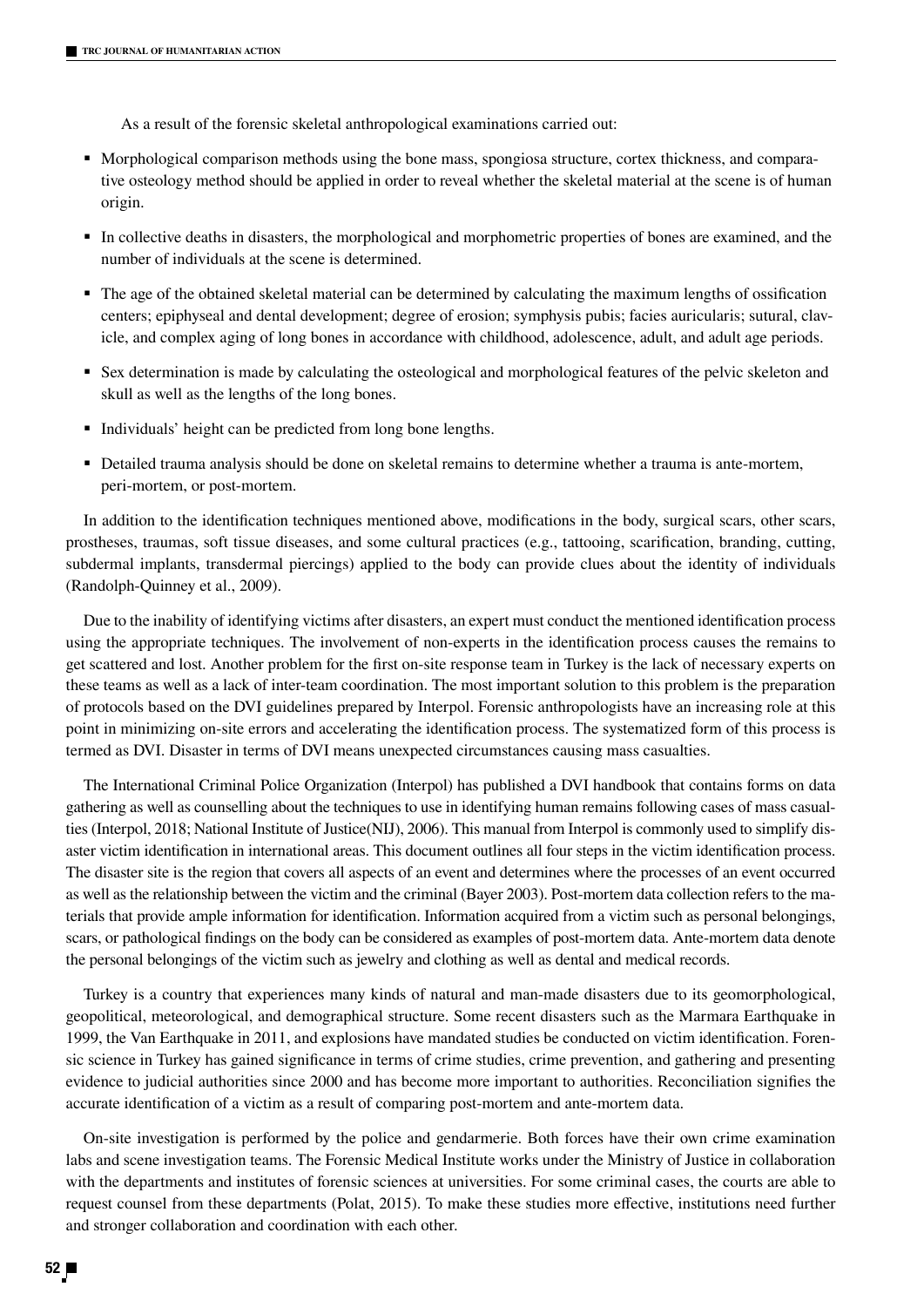As a result of the forensic skeletal anthropological examinations carried out:

- Morphological comparison methods using the bone mass, spongiosa structure, cortex thickness, and comparative osteology method should be applied in order to reveal whether the skeletal material at the scene is of human origin.
- In collective deaths in disasters, the morphological and morphometric properties of bones are examined, and the number of individuals at the scene is determined.
- The age of the obtained skeletal material can be determined by calculating the maximum lengths of ossification centers; epiphyseal and dental development; degree of erosion; symphysis pubis; facies auricularis; sutural, clavicle, and complex aging of long bones in accordance with childhood, adolescence, adult, and adult age periods.
- Sex determination is made by calculating the osteological and morphological features of the pelvic skeleton and skull as well as the lengths of the long bones.
- Individuals' height can be predicted from long bone lengths.
- Detailed trauma analysis should be done on skeletal remains to determine whether a trauma is ante-mortem, peri-mortem, or post-mortem.

In addition to the identification techniques mentioned above, modifications in the body, surgical scars, other scars, prostheses, traumas, soft tissue diseases, and some cultural practices (e.g., tattooing, scarification, branding, cutting, subdermal implants, transdermal piercings) applied to the body can provide clues about the identity of individuals (Randolph-Quinney et al., 2009).

Due to the inability of identifying victims after disasters, an expert must conduct the mentioned identification process using the appropriate techniques. The involvement of non-experts in the identification process causes the remains to get scattered and lost. Another problem for the first on-site response team in Turkey is the lack of necessary experts on these teams as well as a lack of inter-team coordination. The most important solution to this problem is the preparation of protocols based on the DVI guidelines prepared by Interpol. Forensic anthropologists have an increasing role at this point in minimizing on-site errors and accelerating the identification process. The systematized form of this process is termed as DVI. Disaster in terms of DVI means unexpected circumstances causing mass casualties.

The International Criminal Police Organization (Interpol) has published a DVI handbook that contains forms on data gathering as well as counselling about the techniques to use in identifying human remains following cases of mass casualties (Interpol, 2018; National Institute of Justice(NIJ), 2006). This manual from Interpol is commonly used to simplify disaster victim identification in international areas. This document outlines all four steps in the victim identification process. The disaster site is the region that covers all aspects of an event and determines where the processes of an event occurred as well as the relationship between the victim and the criminal (Bayer 2003). Post-mortem data collection refers to the materials that provide ample information for identification. Information acquired from a victim such as personal belongings, scars, or pathological findings on the body can be considered as examples of post-mortem data. Ante-mortem data denote the personal belongings of the victim such as jewelry and clothing as well as dental and medical records.

Turkey is a country that experiences many kinds of natural and man-made disasters due to its geomorphological, geopolitical, meteorological, and demographical structure. Some recent disasters such as the Marmara Earthquake in 1999, the Van Earthquake in 2011, and explosions have mandated studies be conducted on victim identification. Forensic science in Turkey has gained significance in terms of crime studies, crime prevention, and gathering and presenting evidence to judicial authorities since 2000 and has become more important to authorities. Reconciliation signifies the accurate identification of a victim as a result of comparing post-mortem and ante-mortem data.

On-site investigation is performed by the police and gendarmerie. Both forces have their own crime examination labs and scene investigation teams. The Forensic Medical Institute works under the Ministry of Justice in collaboration with the departments and institutes of forensic sciences at universities. For some criminal cases, the courts are able to request counsel from these departments (Polat, 2015). To make these studies more effective, institutions need further and stronger collaboration and coordination with each other.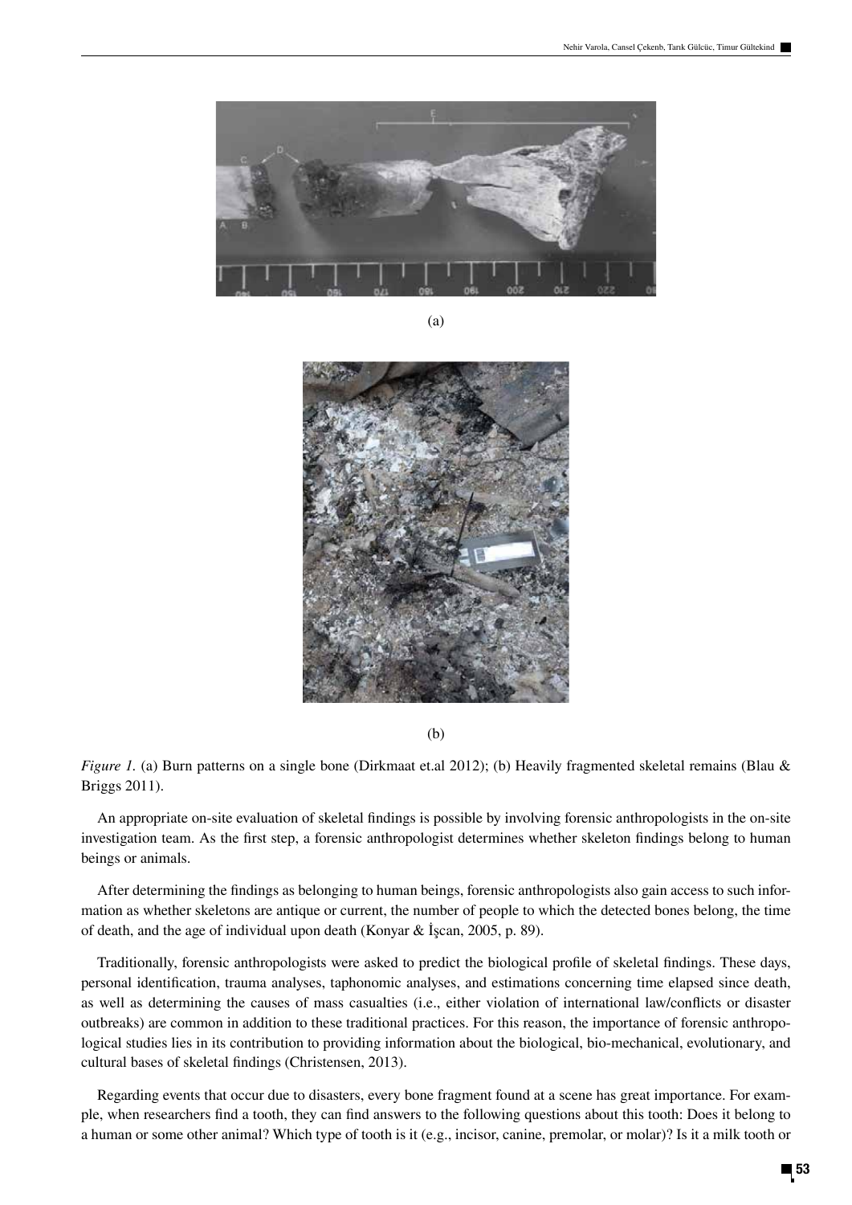(a)

(b)

*Figure 1.* (a) Burn patterns on a single bone (Dirkmaat et.al 2012); (b) Heavily fragmented skeletal remains (Blau & Briggs 2011).

An appropriate on-site evaluation of skeletal findings is possible by involving forensic anthropologists in the on-site investigation team. As the first step, a forensic anthropologist determines whether skeleton findings belong to human beings or animals.

After determining the findings as belonging to human beings, forensic anthropologists also gain access to such information as whether skeletons are antique or current, the number of people to which the detected bones belong, the time of death, and the age of individual upon death (Konyar & İşcan, 2005, p. 89).

Traditionally, forensic anthropologists were asked to predict the biological profile of skeletal findings. These days, personal identification, trauma analyses, taphonomic analyses, and estimations concerning time elapsed since death, as well as determining the causes of mass casualties (i.e., either violation of international law/conflicts or disaster outbreaks) are common in addition to these traditional practices. For this reason, the importance of forensic anthropological studies lies in its contribution to providing information about the biological, bio-mechanical, evolutionary, and cultural bases of skeletal findings (Christensen, 2013).

Regarding events that occur due to disasters, every bone fragment found at a scene has great importance. For example, when researchers find a tooth, they can find answers to the following questions about this tooth: Does it belong to a human or some other animal? Which type of tooth is it (e.g., incisor, canine, premolar, or molar)? Is it a milk tooth or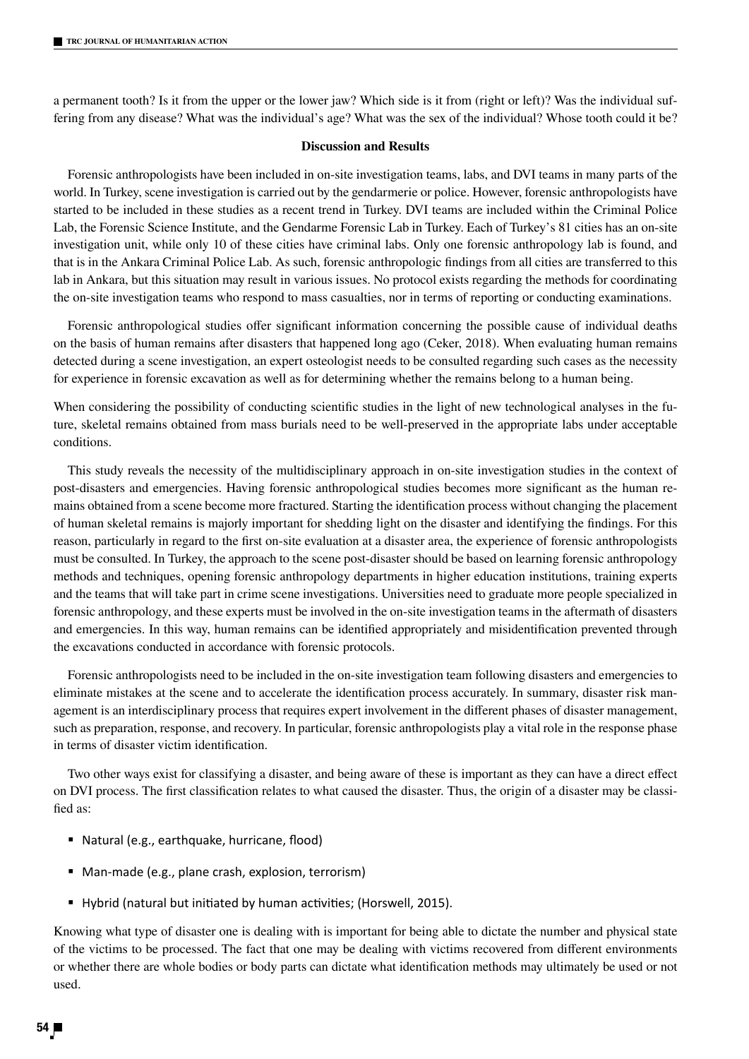a permanent tooth? Is it from the upper or the lower jaw? Which side is it from (right or left)? Was the individual suffering from any disease? What was the individual's age? What was the sex of the individual? Whose tooth could it be?

## Discussion and Results

Forensic anthropologists have been included in on-site investigation teams, labs, and DVI teams in many parts of the world. In Turkey, scene investigation is carried out by the gendarmerie or police. However, forensic anthropologists have started to be included in these studies as a recent trend in Turkey. DVI teams are included within the Criminal Police Lab, the Forensic Science Institute, and the Gendarme Forensic Lab in Turkey. Each of Turkey's 81 cities has an on-site investigation unit, while only 10 of these cities have criminal labs. Only one forensic anthropology lab is found, and that is in the Ankara Criminal Police Lab. As such, forensic anthropologic findings from all cities are transferred to this lab in Ankara, but this situation may result in various issues. No protocol exists regarding the methods for coordinating the on-site investigation teams who respond to mass casualties, nor in terms of reporting or conducting examinations.

Forensic anthropological studies offer significant information concerning the possible cause of individual deaths on the basis of human remains after disasters that happened long ago (Ceker, 2018). When evaluating human remains detected during a scene investigation, an expert osteologist needs to be consulted regarding such cases as the necessity for experience in forensic excavation as well as for determining whether the remains belong to a human being.

When considering the possibility of conducting scientific studies in the light of new technological analyses in the future, skeletal remains obtained from mass burials need to be well-preserved in the appropriate labs under acceptable conditions.

This study reveals the necessity of the multidisciplinary approach in on-site investigation studies in the context of post-disasters and emergencies. Having forensic anthropological studies becomes more significant as the human remains obtained from a scene become more fractured. Starting the identification process without changing the placement of human skeletal remains is majorly important for shedding light on the disaster and identifying the findings. For this reason, particularly in regard to the first on-site evaluation at a disaster area, the experience of forensic anthropologists must be consulted. In Turkey, the approach to the scene post-disaster should be based on learning forensic anthropology methods and techniques, opening forensic anthropology departments in higher education institutions, training experts and the teams that will take part in crime scene investigations. Universities need to graduate more people specialized in forensic anthropology, and these experts must be involved in the on-site investigation teams in the aftermath of disasters and emergencies. In this way, human remains can be identified appropriately and misidentification prevented through the excavations conducted in accordance with forensic protocols.

Forensic anthropologists need to be included in the on-site investigation team following disasters and emergencies to eliminate mistakes at the scene and to accelerate the identification process accurately. In summary, disaster risk management is an interdisciplinary process that requires expert involvement in the different phases of disaster management, such as preparation, response, and recovery. In particular, forensic anthropologists play a vital role in the response phase in terms of disaster victim identification.

Two other ways exist for classifying a disaster, and being aware of these is important as they can have a direct effect on DVI process. The first classification relates to what caused the disaster. Thus, the origin of a disaster may be classified as:

- Natural (e.g., earthquake, hurricane, flood)
- Man-made (e.g., plane crash, explosion, terrorism)
- Hybrid (natural but initiated by human activities; (Horswell, 2015).

Knowing what type of disaster one is dealing with is important for being able to dictate the number and physical state of the victims to be processed. The fact that one may be dealing with victims recovered from different environments or whether there are whole bodies or body parts can dictate what identification methods may ultimately be used or not used.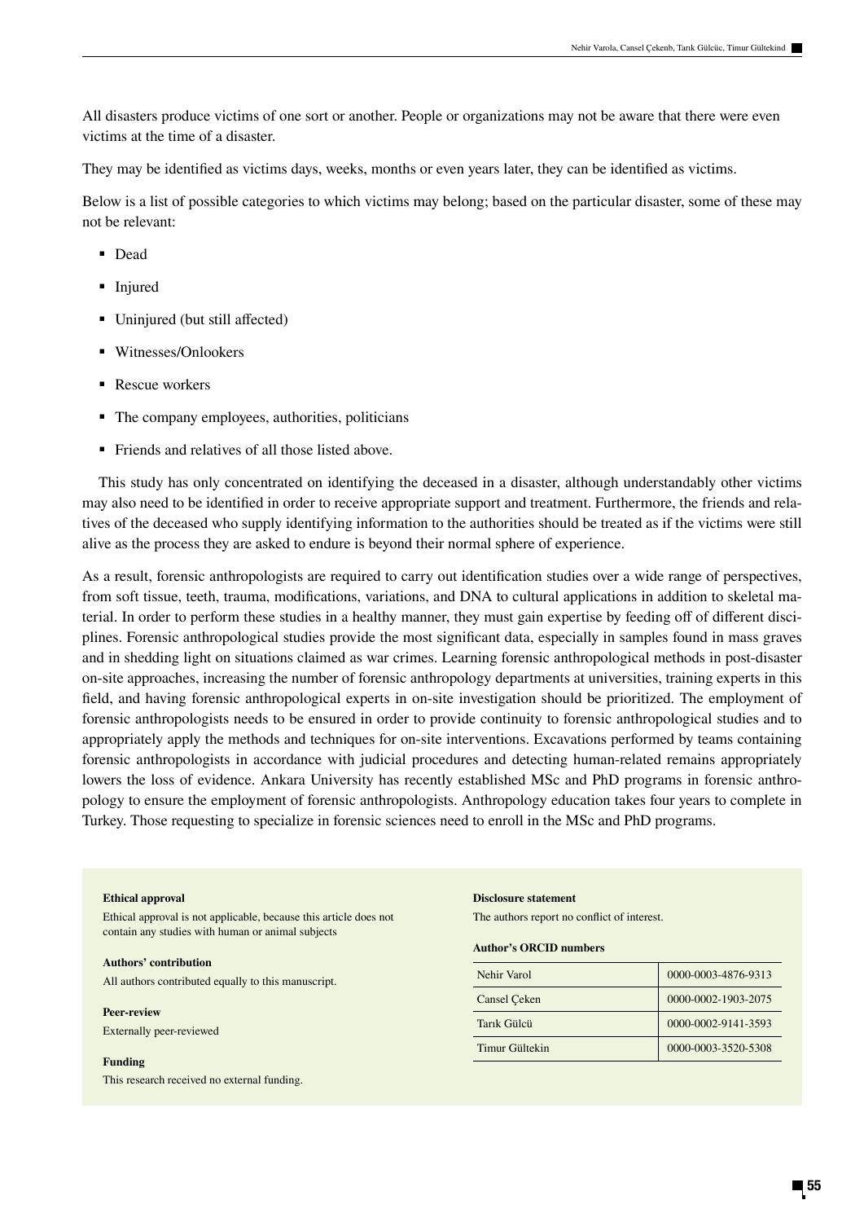All disasters produce victims of one sort or another. People or organizations may not be aware that there were even victims at the time of a disaster.

They may be identified as victims days, weeks, months or even years later, they can be identified as victims.

Below is a list of possible categories to which victims may belong; based on the particular disaster, some of these may not be relevant:

- Dead
- Injured
- Uninjured (but still affected)
- Witnesses/Onlookers
- Rescue workers
- The company employees, authorities, politicians
- Friends and relatives of all those listed above.

This study has only concentrated on identifying the deceased in a disaster, although understandably other victims may also need to be identified in order to receive appropriate support and treatment. Furthermore, the friends and relatives of the deceased who supply identifying information to the authorities should be treated as if the victims were still alive as the process they are asked to endure is beyond their normal sphere of experience.

As a result, forensic anthropologists are required to carry out identification studies over a wide range of perspectives, from soft tissue, teeth, trauma, modifications, variations, and DNA to cultural applications in addition to skeletal material. In order to perform these studies in a healthy manner, they must gain expertise by feeding off of different disciplines. Forensic anthropological studies provide the most significant data, especially in samples found in mass graves and in shedding light on situations claimed as war crimes. Learning forensic anthropological methods in post-disaster on-site approaches, increasing the number of forensic anthropology departments at universities, training experts in this field, and having forensic anthropological experts in on-site investigation should be prioritized. The employment of forensic anthropologists needs to be ensured in order to provide continuity to forensic anthropological studies and to appropriately apply the methods and techniques for on-site interventions. Excavations performed by teams containing forensic anthropologists in accordance with judicial procedures and detecting human-related remains appropriately lowers the loss of evidence. Ankara University has recently established MSc and PhD programs in forensic anthropology to ensure the employment of forensic anthropologists. Anthropology education takes four years to complete in Turkey. Those requesting to specialize in forensic sciences need to enroll in the MSc and PhD programs.

**Ethical approval**

Ethical approval is not applicable, because this article does not contain any studies with human or animal subjects

**Authors' contribution**

All authors contributed equally to this manuscript.

**Peer-review**

Externally peer-reviewed

**Funding**

This research received no external funding.

**Disclosure statement**

The authors report no conflict of interest.

**Author's ORCID numbers**

| | |
|---|---|
| Nehir Varol | 0000-0003-4876-9313 |
| Cansel Çeken | 0000-0002-1903-2075 |
| Tarık Gülcü | 0000-0002-9141-3593 |
| Timur Gültekin | 0000-0003-3520-5308 |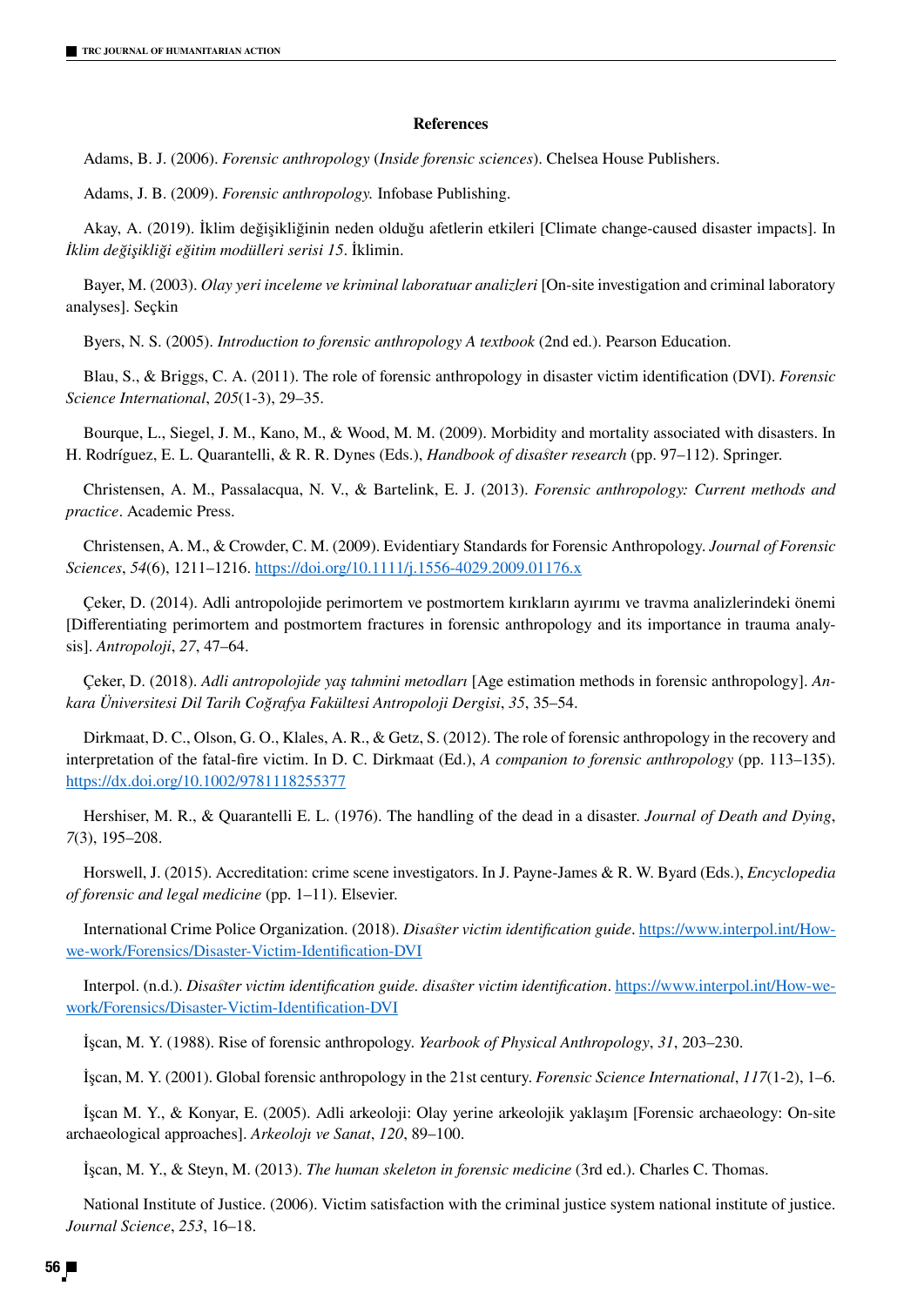## References

Adams, B. J. (2006). *Forensic anthropology* (*Inside forensic sciences*). Chelsea House Publishers.

Adams, J. B. (2009). *Forensic anthropology.* Infobase Publishing.

Akay, A. (2019). İklim değişikliğinin neden olduğu afetlerin etkileri [Climate change-caused disaster impacts]. In *İklim değişikliği eğitim modülleri serisi 15*. İklimin.

Bayer, M. (2003). *Olay yeri inceleme ve kriminal laboratuar analizleri* [On-site investigation and criminal laboratory analyses]. Seçkin

Byers, N. S. (2005). *Introduction to forensic anthropology A textbook* (2nd ed.). Pearson Education.

Blau, S., & Briggs, C. A. (2011). The role of forensic anthropology in disaster victim identification (DVI). *Forensic Science International*, *205*(1-3), 29–35.

Bourque, L., Siegel, J. M., Kano, M., & Wood, M. M. (2009). Morbidity and mortality associated with disasters. In H. Rodríguez, E. L. Quarantelli, & R. R. Dynes (Eds.), *Handbook of disaŝter research* (pp. 97–112). Springer.

Christensen, A. M., Passalacqua, N. V., & Bartelink, E. J. (2013). *Forensic anthropology: Current methods and practice*. Academic Press.

Christensen, A. M., & Crowder, C. M. (2009). Evidentiary Standards for Forensic Anthropology. *Journal of Forensic Sciences*, *54*(6), 1211–1216. https://doi.org/10.1111/j.1556-4029.2009.01176.x

Çeker, D. (2014). Adli antropolojide perimortem ve postmortem kırıkların ayırımı ve travma analizlerindeki önemi [Differentiating perimortem and postmortem fractures in forensic anthropology and its importance in trauma analysis]. *Antropoloji*, *27*, 47–64.

Çeker, D. (2018). *Adli antropolojide yaş tahmini metodları* [Age estimation methods in forensic anthropology]. *Ankara Üniversitesi Dil Tarih Coğrafya Fakültesi Antropoloji Dergisi*, *35*, 35–54.

Dirkmaat, D. C., Olson, G. O., Klales, A. R., & Getz, S. (2012). The role of forensic anthropology in the recovery and interpretation of the fatal-fire victim. In D. C. Dirkmaat (Ed.), *A companion to forensic anthropology* (pp. 113–135). https://dx.doi.org/10.1002/9781118255377

Hershiser, M. R., & Quarantelli E. L. (1976). The handling of the dead in a disaster. *Journal of Death and Dying*, *7*(3), 195–208.

Horswell, J. (2015). Accreditation: crime scene investigators. In J. Payne-James & R. W. Byard (Eds.), *Encyclopedia of forensic and legal medicine* (pp. 1–11). Elsevier.

International Crime Police Organization. (2018). *Disaŝter victim identification guide*. https://www.interpol.int/How-we-work/Forensics/Disaster-Victim-Identification-DVI

Interpol. (n.d.). *Disaŝter victim identification guide. disaŝter victim identification*. https://www.interpol.int/How-we-work/Forensics/Disaster-Victim-Identification-DVI

İşcan, M. Y. (1988). Rise of forensic anthropology. *Yearbook of Physical Anthropology*, *31*, 203–230.

İşcan, M. Y. (2001). Global forensic anthropology in the 21st century. *Forensic Science International*, *117*(1-2), 1–6.

İşcan M. Y., & Konyar, E. (2005). Adli arkeoloji: Olay yerine arkeolojik yaklaşım [Forensic archaeology: On-site archaeological approaches]. *Arkeolojı ve Sanat*, *120*, 89–100.

İşcan, M. Y., & Steyn, M. (2013). *The human skeleton in forensic medicine* (3rd ed.). Charles C. Thomas.

National Institute of Justice. (2006). Victim satisfaction with the criminal justice system national institute of justice. *Journal Science*, *253*, 16–18.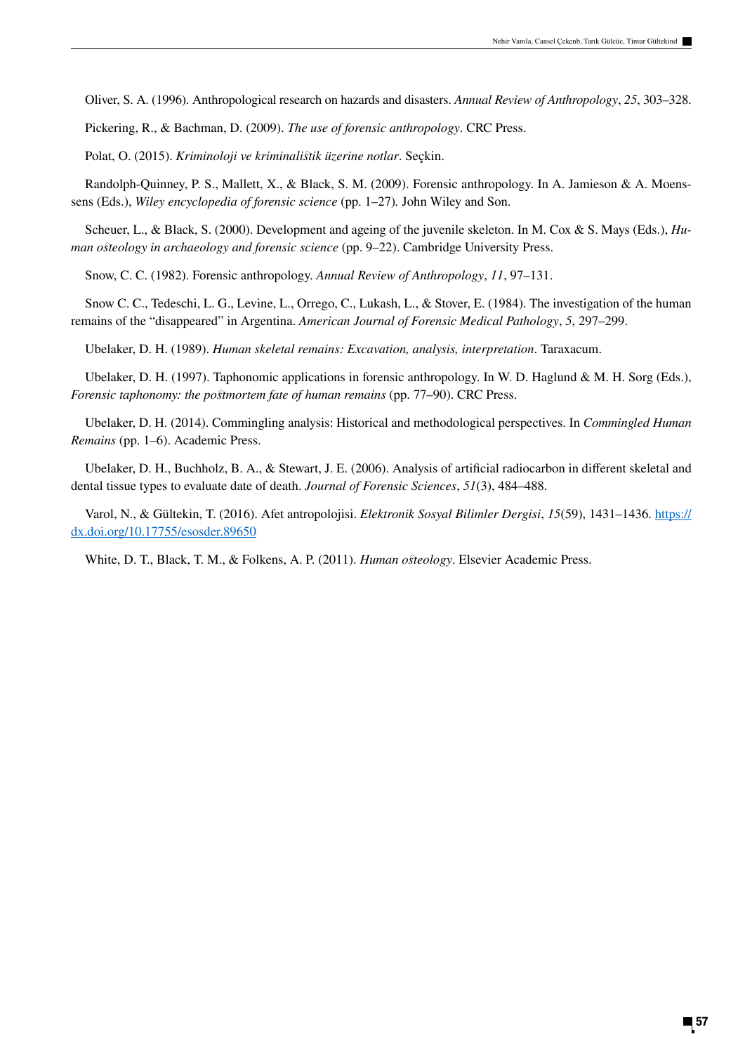Oliver, S. A. (1996). Anthropological research on hazards and disasters. *Annual Review of Anthropology*, *25*, 303–328.

Pickering, R., & Bachman, D. (2009). *The use of forensic anthropology*. CRC Press.

Polat, O. (2015). *Kriminoloji ve kriminalistik üzerine notlar*. Seçkin.

Randolph-Quinney, P. S., Mallett, X., & Black, S. M. (2009). Forensic anthropology. In A. Jamieson & A. Moenssens (Eds.), *Wiley encyclopedia of forensic science* (pp. 1–27). John Wiley and Son.

Scheuer, L., & Black, S. (2000). Development and ageing of the juvenile skeleton. In M. Cox & S. Mays (Eds.), *Human osteology in archaeology and forensic science* (pp. 9–22). Cambridge University Press.

Snow, C. C. (1982). Forensic anthropology. *Annual Review of Anthropology*, *11*, 97–131.

Snow C. C., Tedeschi, L. G., Levine, L., Orrego, C., Lukash, L., & Stover, E. (1984). The investigation of the human remains of the "disappeared" in Argentina. *American Journal of Forensic Medical Pathology*, *5*, 297–299.

Ubelaker, D. H. (1989). *Human skeletal remains: Excavation, analysis, interpretation*. Taraxacum.

Ubelaker, D. H. (1997). Taphonomic applications in forensic anthropology. In W. D. Haglund & M. H. Sorg (Eds.), *Forensic taphonomy: the postmortem fate of human remains* (pp. 77–90). CRC Press.

Ubelaker, D. H. (2014). Commingling analysis: Historical and methodological perspectives. In *Commingled Human Remains* (pp. 1–6). Academic Press.

Ubelaker, D. H., Buchholz, B. A., & Stewart, J. E. (2006). Analysis of artificial radiocarbon in different skeletal and dental tissue types to evaluate date of death. *Journal of Forensic Sciences*, *51*(3), 484–488.

Varol, N., & Gültekin, T. (2016). Afet antropolojisi. *Elektronik Sosyal Bilimler Dergisi*, *15*(59), 1431–1436. [https://dx.doi.org/10.17755/esosder.89650](https://dx.doi.org/10.17755/esosder.89650)

White, D. T., Black, T. M., & Folkens, A. P. (2011). *Human osteology*. Elsevier Academic Press.